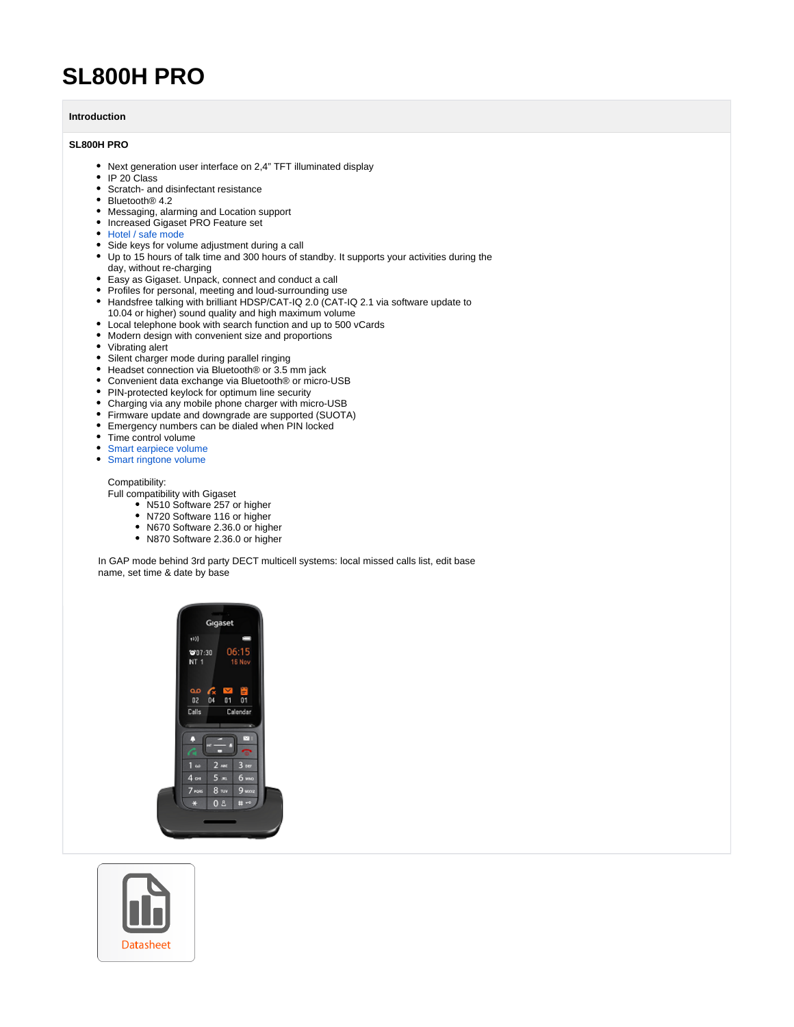# SL800H PRO

## Introduction

**SL800H PRO**

- Next generation user interface on 2,4" TFT illuminated display
- IP 20 Class
- Scratch- and disinfectant resistance
- Bluetooth® 4.2
- Messaging, alarming and Location support
- Increased Gigaset PRO Feature set
- Hotel / safe mode
- Side keys for volume adjustment during a call
- Up to 15 hours of talk time and 300 hours of standby. It supports your activities during the day, without re-charging
- Easy as Gigaset. Unpack, connect and conduct a call
- Profiles for personal, meeting and loud-surrounding use
- Handsfree talking with brilliant HDSP/CAT-IQ 2.0 (CAT-IQ 2.1 via software update to 10.04 or higher) sound quality and high maximum volume
- Local telephone book with search function and up to 500 vCards
- Modern design with convenient size and proportions
- Vibrating alert
- Silent charger mode during parallel ringing
- Headset connection via Bluetooth® or 3.5 mm jack
- Convenient data exchange via Bluetooth® or micro-USB
- PIN-protected keylock for optimum line security
- Charging via any mobile phone charger with micro-USB
- Firmware update and downgrade are supported (SUOTA)
- Emergency numbers can be dialed when PIN locked
- Time control volume
- Smart earpiece volume
- Smart ringtone volume

  Compatibility:
  Full compatibility with Gigaset
  - N510 Software 257 or higher
  - N720 Software 116 or higher
  - N670 Software 2.36.0 or higher
  - N870 Software 2.36.0 or higher

In GAP mode behind 3rd party DECT multicell systems: local missed calls list, edit base name, set time & date by base

Datasheet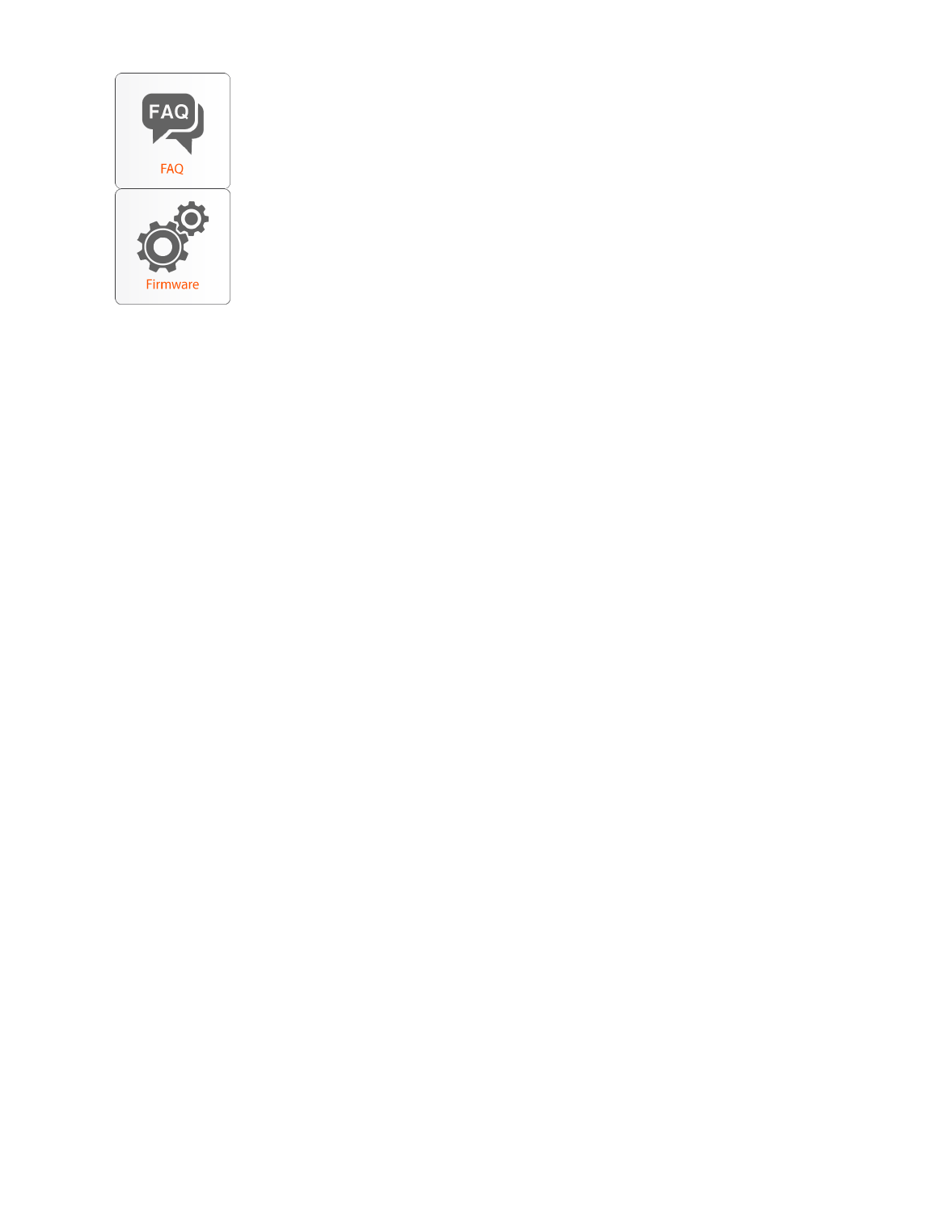FAQ

Firmware